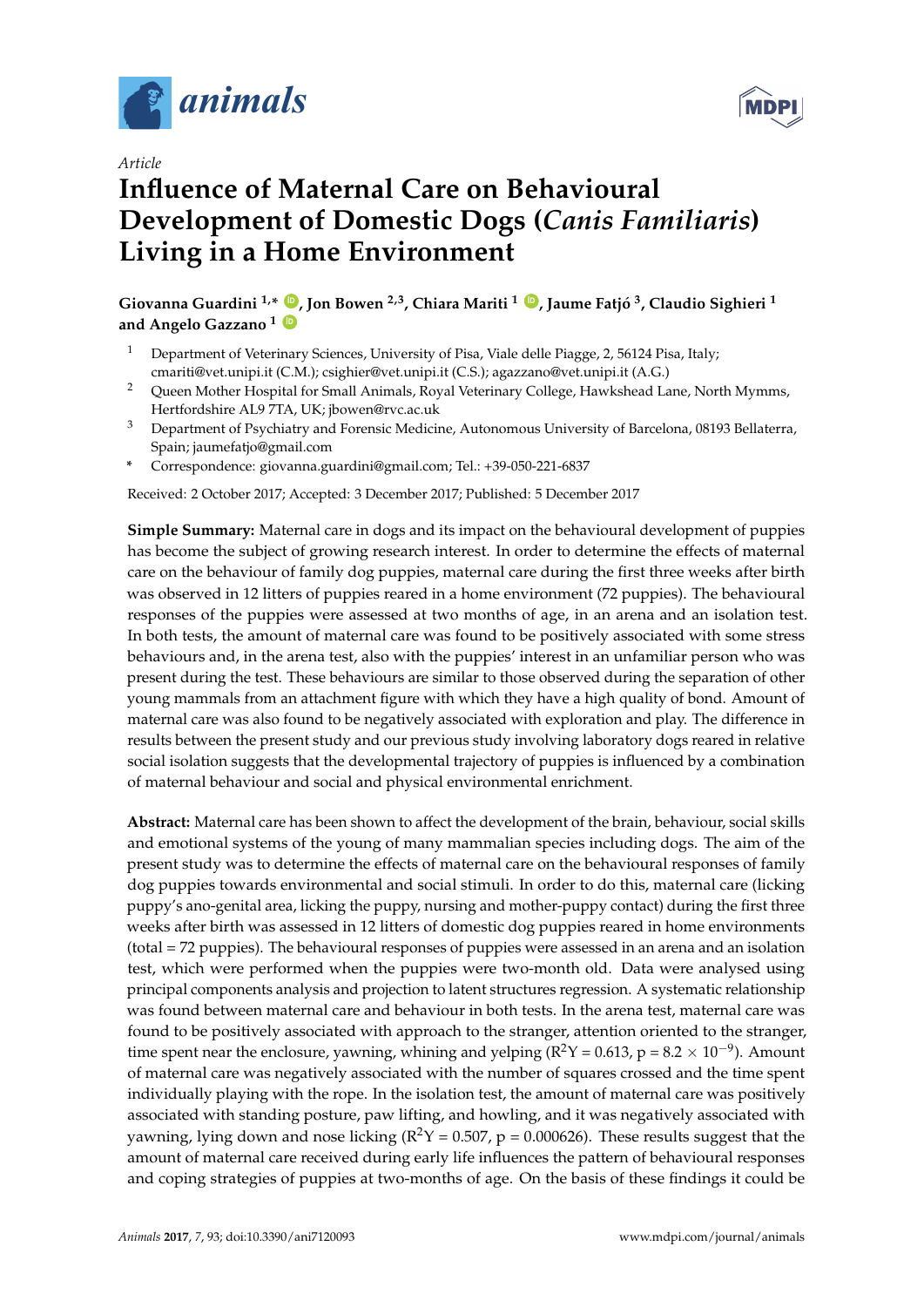*Article*

# Influence of Maternal Care on Behavioural Development of Domestic Dogs (*Canis Familiaris*) Living in a Home Environment

**Giovanna Guardini [1,*], Jon Bowen [2,3], Chiara Mariti [1], Jaume Fatjó [3], Claudio Sighieri [1] and Angelo Gazzano [1]**

1. Department of Veterinary Sciences, University of Pisa, Viale delle Piagge, 2, 56124 Pisa, Italy; cmariti@vet.unipi.it (C.M.); csighier@vet.unipi.it (C.S.); agazzano@vet.unipi.it (A.G.)
2. Queen Mother Hospital for Small Animals, Royal Veterinary College, Hawkshead Lane, North Mymms, Hertfordshire AL9 7TA, UK; jbowen@rvc.ac.uk
3. Department of Psychiatry and Forensic Medicine, Autonomous University of Barcelona, 08193 Bellaterra, Spain; jaumefatjo@gmail.com

\* Correspondence: giovanna.guardini@gmail.com; Tel.: +39-050-221-6837

Received: 2 October 2017; Accepted: 3 December 2017; Published: 5 December 2017

**Simple Summary:** Maternal care in dogs and its impact on the behavioural development of puppies has become the subject of growing research interest. In order to determine the effects of maternal care on the behaviour of family dog puppies, maternal care during the first three weeks after birth was observed in 12 litters of puppies reared in a home environment (72 puppies). The behavioural responses of the puppies were assessed at two months of age, in an arena and an isolation test. In both tests, the amount of maternal care was found to be positively associated with some stress behaviours and, in the arena test, also with the puppies' interest in an unfamiliar person who was present during the test. These behaviours are similar to those observed during the separation of other young mammals from an attachment figure with which they have a high quality of bond. Amount of maternal care was also found to be negatively associated with exploration and play. The difference in results between the present study and our previous study involving laboratory dogs reared in relative social isolation suggests that the developmental trajectory of puppies is influenced by a combination of maternal behaviour and social and physical environmental enrichment.

**Abstract:** Maternal care has been shown to affect the development of the brain, behaviour, social skills and emotional systems of the young of many mammalian species including dogs. The aim of the present study was to determine the effects of maternal care on the behavioural responses of family dog puppies towards environmental and social stimuli. In order to do this, maternal care (licking puppy's ano-genital area, licking the puppy, nursing and mother-puppy contact) during the first three weeks after birth was assessed in 12 litters of domestic dog puppies reared in home environments (total = 72 puppies). The behavioural responses of puppies were assessed in an arena and an isolation test, which were performed when the puppies were two-month old. Data were analysed using principal components analysis and projection to latent structures regression. A systematic relationship was found between maternal care and behaviour in both tests. In the arena test, maternal care was found to be positively associated with approach to the stranger, attention oriented to the stranger, time spent near the enclosure, yawning, whining and yelping ($R^2Y = 0.613$, $p = 8.2 \times 10^{-9}$). Amount of maternal care was negatively associated with the number of squares crossed and the time spent individually playing with the rope. In the isolation test, the amount of maternal care was positively associated with standing posture, paw lifting, and howling, and it was negatively associated with yawning, lying down and nose licking ($R^2Y = 0.507$, $p = 0.000626$). These results suggest that the amount of maternal care received during early life influences the pattern of behavioural responses and coping strategies of puppies at two-months of age. On the basis of these findings it could be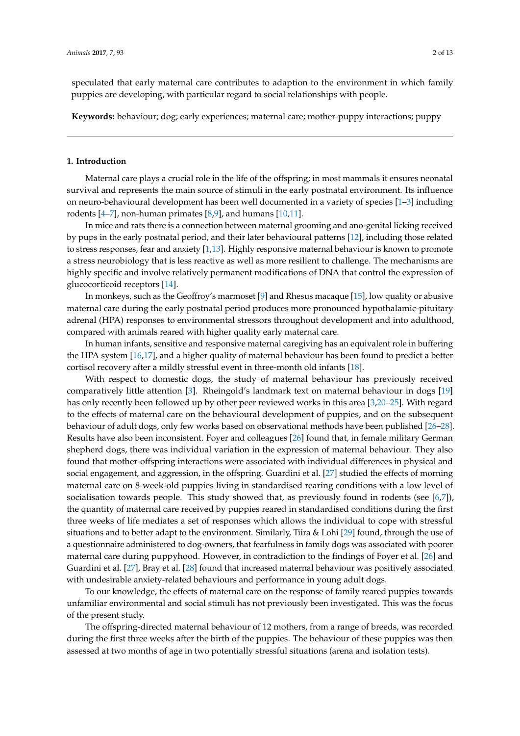speculated that early maternal care contributes to adaption to the environment in which family puppies are developing, with particular regard to social relationships with people.

**Keywords:** behaviour; dog; early experiences; maternal care; mother-puppy interactions; puppy

## 1. Introduction

Maternal care plays a crucial role in the life of the offspring; in most mammals it ensures neonatal survival and represents the main source of stimuli in the early postnatal environment. Its influence on neuro-behavioural development has been well documented in a variety of species [1–3] including rodents [4–7], non-human primates [8,9], and humans [10,11].

In mice and rats there is a connection between maternal grooming and ano-genital licking received by pups in the early postnatal period, and their later behavioural patterns [12], including those related to stress responses, fear and anxiety [1,13]. Highly responsive maternal behaviour is known to promote a stress neurobiology that is less reactive as well as more resilient to challenge. The mechanisms are highly specific and involve relatively permanent modifications of DNA that control the expression of glucocorticoid receptors [14].

In monkeys, such as the Geoffroy's marmoset [9] and Rhesus macaque [15], low quality or abusive maternal care during the early postnatal period produces more pronounced hypothalamic-pituitary adrenal (HPA) responses to environmental stressors throughout development and into adulthood, compared with animals reared with higher quality early maternal care.

In human infants, sensitive and responsive maternal caregiving has an equivalent role in buffering the HPA system [16,17], and a higher quality of maternal behaviour has been found to predict a better cortisol recovery after a mildly stressful event in three-month old infants [18].

With respect to domestic dogs, the study of maternal behaviour has previously received comparatively little attention [3]. Rheingold's landmark text on maternal behaviour in dogs [19] has only recently been followed up by other peer reviewed works in this area [3,20–25]. With regard to the effects of maternal care on the behavioural development of puppies, and on the subsequent behaviour of adult dogs, only few works based on observational methods have been published [26–28]. Results have also been inconsistent. Foyer and colleagues [26] found that, in female military German shepherd dogs, there was individual variation in the expression of maternal behaviour. They also found that mother-offspring interactions were associated with individual differences in physical and social engagement, and aggression, in the offspring. Guardini et al. [27] studied the effects of morning maternal care on 8-week-old puppies living in standardised rearing conditions with a low level of socialisation towards people. This study showed that, as previously found in rodents (see [6,7]), the quantity of maternal care received by puppies reared in standardised conditions during the first three weeks of life mediates a set of responses which allows the individual to cope with stressful situations and to better adapt to the environment. Similarly, Tiira & Lohi [29] found, through the use of a questionnaire administered to dog-owners, that fearfulness in family dogs was associated with poorer maternal care during puppyhood. However, in contradiction to the findings of Foyer et al. [26] and Guardini et al. [27], Bray et al. [28] found that increased maternal behaviour was positively associated with undesirable anxiety-related behaviours and performance in young adult dogs.

To our knowledge, the effects of maternal care on the response of family reared puppies towards unfamiliar environmental and social stimuli has not previously been investigated. This was the focus of the present study.

The offspring-directed maternal behaviour of 12 mothers, from a range of breeds, was recorded during the first three weeks after the birth of the puppies. The behaviour of these puppies was then assessed at two months of age in two potentially stressful situations (arena and isolation tests).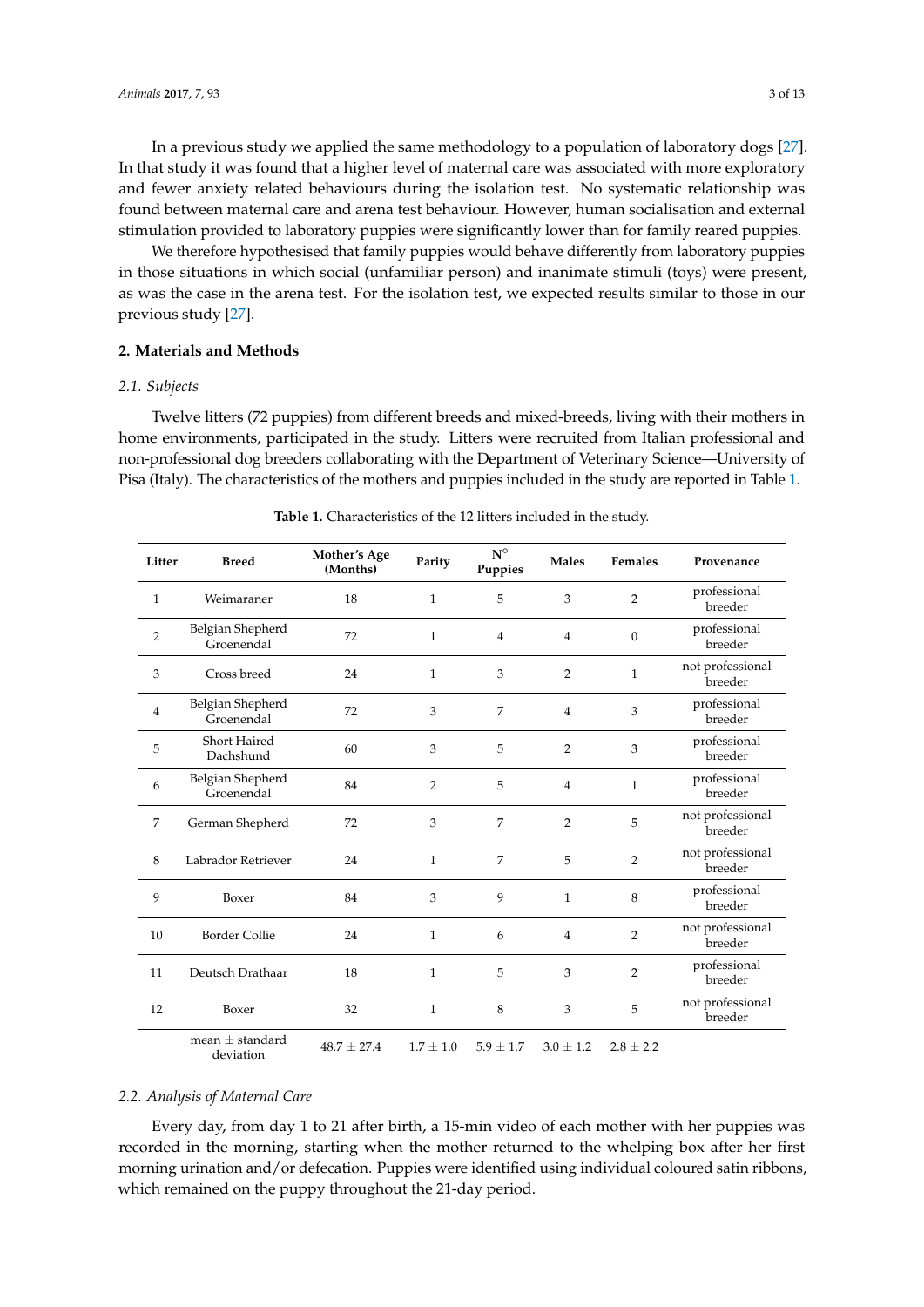In a previous study we applied the same methodology to a population of laboratory dogs [27]. In that study it was found that a higher level of maternal care was associated with more exploratory and fewer anxiety related behaviours during the isolation test. No systematic relationship was found between maternal care and arena test behaviour. However, human socialisation and external stimulation provided to laboratory puppies were significantly lower than for family reared puppies.

We therefore hypothesised that family puppies would behave differently from laboratory puppies in those situations in which social (unfamiliar person) and inanimate stimuli (toys) were present, as was the case in the arena test. For the isolation test, we expected results similar to those in our previous study [27].

## 2. Materials and Methods

### 2.1. Subjects

Twelve litters (72 puppies) from different breeds and mixed-breeds, living with their mothers in home environments, participated in the study. Litters were recruited from Italian professional and non-professional dog breeders collaborating with the Department of Veterinary Science—University of Pisa (Italy). The characteristics of the mothers and puppies included in the study are reported in Table 1.

**Table 1.** Characteristics of the 12 litters included in the study.

| Litter | Breed | Mother's Age (Months) | Parity | N° Puppies | Males | Females | Provenance |
|---|---|---|---|---|---|---|---|
| 1 | Weimaraner | 18 | 1 | 5 | 3 | 2 | professional breeder |
| 2 | Belgian Shepherd Groenendal | 72 | 1 | 4 | 4 | 0 | professional breeder |
| 3 | Cross breed | 24 | 1 | 3 | 2 | 1 | not professional breeder |
| 4 | Belgian Shepherd Groenendal | 72 | 3 | 7 | 4 | 3 | professional breeder |
| 5 | Short Haired Dachshund | 60 | 3 | 5 | 2 | 3 | professional breeder |
| 6 | Belgian Shepherd Groenendal | 84 | 2 | 5 | 4 | 1 | professional breeder |
| 7 | German Shepherd | 72 | 3 | 7 | 2 | 5 | not professional breeder |
| 8 | Labrador Retriever | 24 | 1 | 7 | 5 | 2 | not professional breeder |
| 9 | Boxer | 84 | 3 | 9 | 1 | 8 | professional breeder |
| 10 | Border Collie | 24 | 1 | 6 | 4 | 2 | not professional breeder |
| 11 | Deutsch Drathaar | 18 | 1 | 5 | 3 | 2 | professional breeder |
| 12 | Boxer | 32 | 1 | 8 | 3 | 5 | not professional breeder |
| | mean ± standard deviation | 48.7 ± 27.4 | 1.7 ± 1.0 | 5.9 ± 1.7 | 3.0 ± 1.2 | 2.8 ± 2.2 | |

### 2.2. Analysis of Maternal Care

Every day, from day 1 to 21 after birth, a 15-min video of each mother with her puppies was recorded in the morning, starting when the mother returned to the whelping box after her first morning urination and/or defecation. Puppies were identified using individual coloured satin ribbons, which remained on the puppy throughout the 21-day period.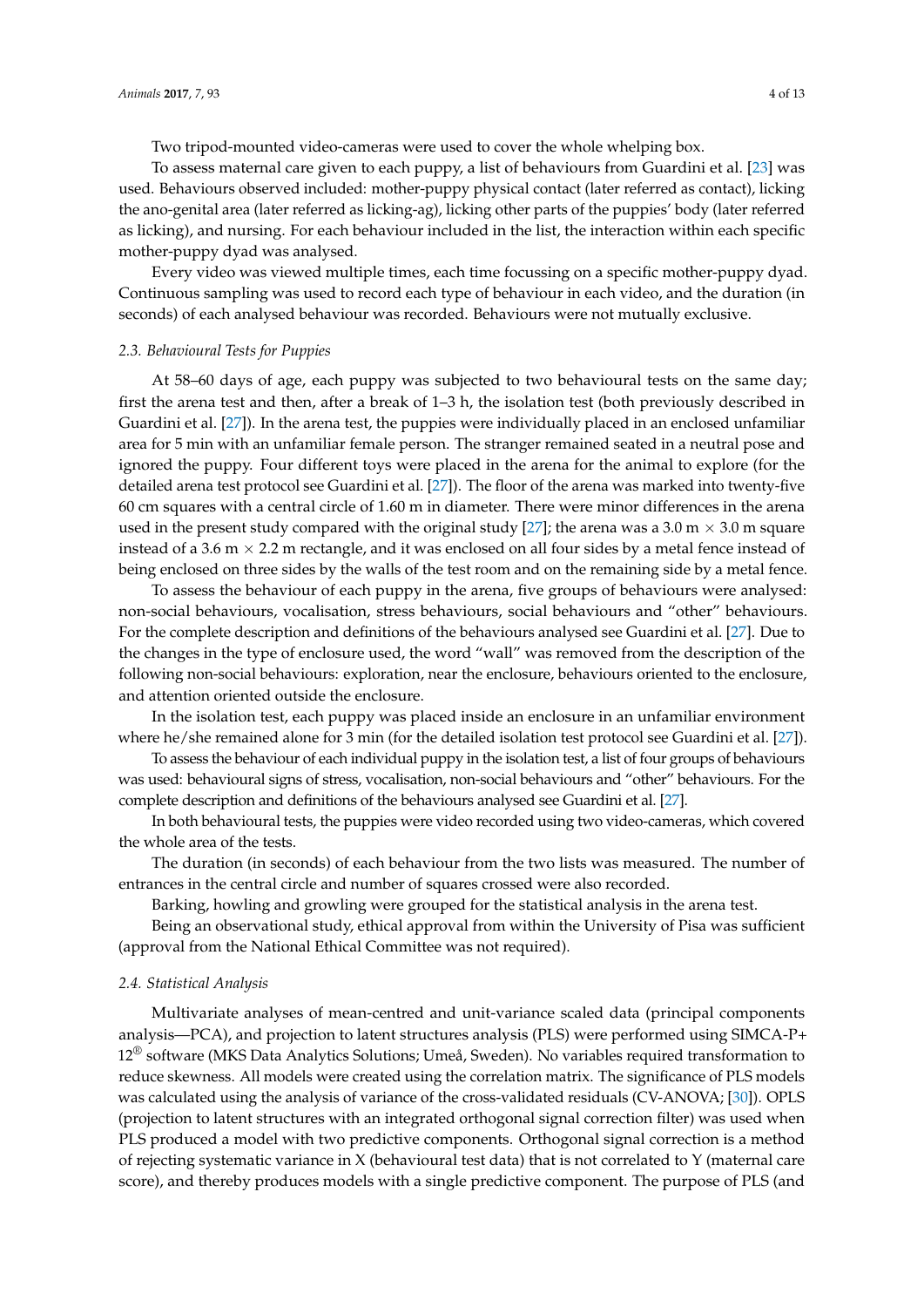Two tripod-mounted video-cameras were used to cover the whole whelping box.

To assess maternal care given to each puppy, a list of behaviours from Guardini et al. [23] was used. Behaviours observed included: mother-puppy physical contact (later referred as contact), licking the ano-genital area (later referred as licking-ag), licking other parts of the puppies' body (later referred as licking), and nursing. For each behaviour included in the list, the interaction within each specific mother-puppy dyad was analysed.

Every video was viewed multiple times, each time focussing on a specific mother-puppy dyad. Continuous sampling was used to record each type of behaviour in each video, and the duration (in seconds) of each analysed behaviour was recorded. Behaviours were not mutually exclusive.

### 2.3. Behavioural Tests for Puppies

At 58–60 days of age, each puppy was subjected to two behavioural tests on the same day; first the arena test and then, after a break of 1–3 h, the isolation test (both previously described in Guardini et al. [27]). In the arena test, the puppies were individually placed in an enclosed unfamiliar area for 5 min with an unfamiliar female person. The stranger remained seated in a neutral pose and ignored the puppy. Four different toys were placed in the arena for the animal to explore (for the detailed arena test protocol see Guardini et al. [27]). The floor of the arena was marked into twenty-five 60 cm squares with a central circle of 1.60 m in diameter. There were minor differences in the arena used in the present study compared with the original study [27]; the arena was a 3.0 m × 3.0 m square instead of a 3.6 m × 2.2 m rectangle, and it was enclosed on all four sides by a metal fence instead of being enclosed on three sides by the walls of the test room and on the remaining side by a metal fence.

To assess the behaviour of each puppy in the arena, five groups of behaviours were analysed: non-social behaviours, vocalisation, stress behaviours, social behaviours and "other" behaviours. For the complete description and definitions of the behaviours analysed see Guardini et al. [27]. Due to the changes in the type of enclosure used, the word "wall" was removed from the description of the following non-social behaviours: exploration, near the enclosure, behaviours oriented to the enclosure, and attention oriented outside the enclosure.

In the isolation test, each puppy was placed inside an enclosure in an unfamiliar environment where he/she remained alone for 3 min (for the detailed isolation test protocol see Guardini et al. [27]).

To assess the behaviour of each individual puppy in the isolation test, a list of four groups of behaviours was used: behavioural signs of stress, vocalisation, non-social behaviours and "other" behaviours. For the complete description and definitions of the behaviours analysed see Guardini et al. [27].

In both behavioural tests, the puppies were video recorded using two video-cameras, which covered the whole area of the tests.

The duration (in seconds) of each behaviour from the two lists was measured. The number of entrances in the central circle and number of squares crossed were also recorded.

Barking, howling and growling were grouped for the statistical analysis in the arena test.

Being an observational study, ethical approval from within the University of Pisa was sufficient (approval from the National Ethical Committee was not required).

### 2.4. Statistical Analysis

Multivariate analyses of mean-centred and unit-variance scaled data (principal components analysis—PCA), and projection to latent structures analysis (PLS) were performed using SIMCA-P+ 12® software (MKS Data Analytics Solutions; Umeå, Sweden). No variables required transformation to reduce skewness. All models were created using the correlation matrix. The significance of PLS models was calculated using the analysis of variance of the cross-validated residuals (CV-ANOVA; [30]). OPLS (projection to latent structures with an integrated orthogonal signal correction filter) was used when PLS produced a model with two predictive components. Orthogonal signal correction is a method of rejecting systematic variance in X (behavioural test data) that is not correlated to Y (maternal care score), and thereby produces models with a single predictive component. The purpose of PLS (and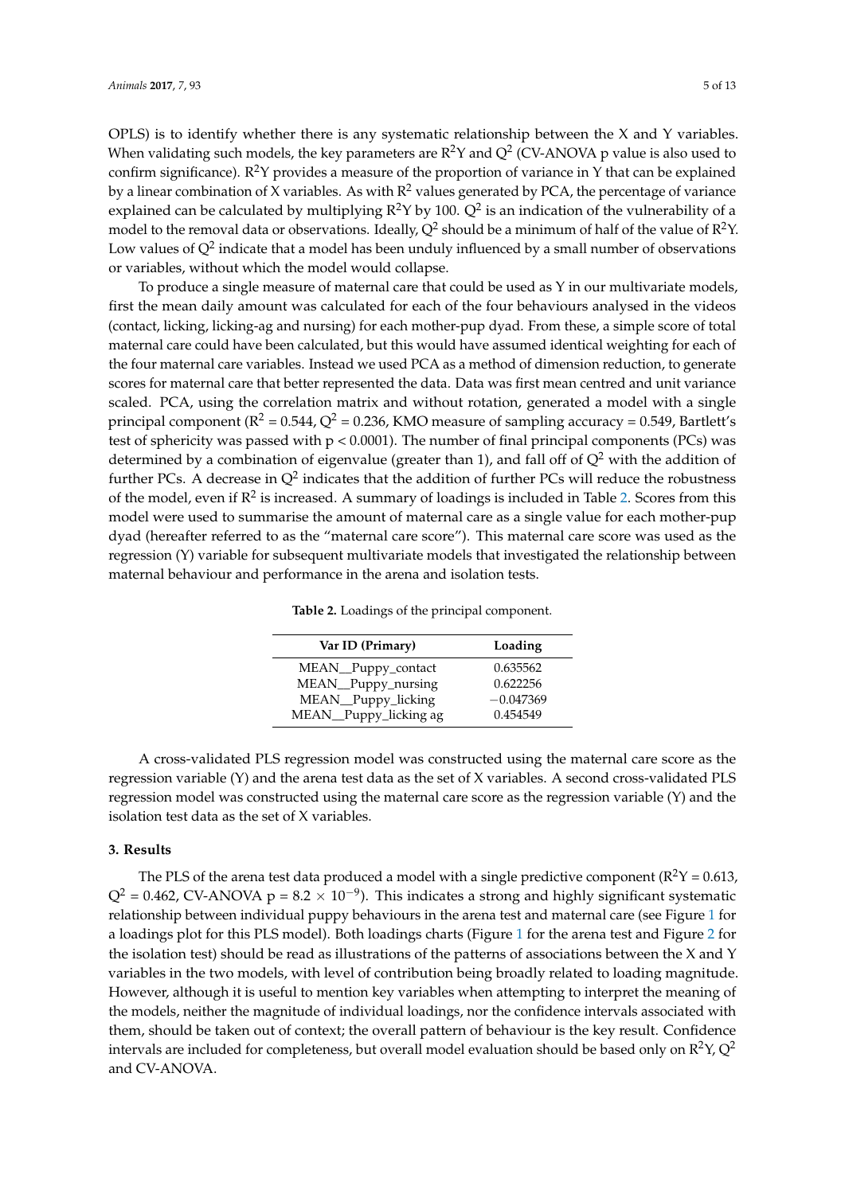OPLS) is to identify whether there is any systematic relationship between the X and Y variables. When validating such models, the key parameters are $R^2Y$ and $Q^2$ (CV-ANOVA p value is also used to confirm significance). $R^2Y$ provides a measure of the proportion of variance in Y that can be explained by a linear combination of X variables. As with $R^2$ values generated by PCA, the percentage of variance explained can be calculated by multiplying $R^2Y$ by 100. $Q^2$ is an indication of the vulnerability of a model to the removal data or observations. Ideally, $Q^2$ should be a minimum of half of the value of $R^2Y$. Low values of $Q^2$ indicate that a model has been unduly influenced by a small number of observations or variables, without which the model would collapse.

To produce a single measure of maternal care that could be used as Y in our multivariate models, first the mean daily amount was calculated for each of the four behaviours analysed in the videos (contact, licking, licking-ag and nursing) for each mother-pup dyad. From these, a simple score of total maternal care could have been calculated, but this would have assumed identical weighting for each of the four maternal care variables. Instead we used PCA as a method of dimension reduction, to generate scores for maternal care that better represented the data. Data was first mean centred and unit variance scaled. PCA, using the correlation matrix and without rotation, generated a model with a single principal component ($R^2 = 0.544$, $Q^2 = 0.236$, KMO measure of sampling accuracy = 0.549, Bartlett's test of sphericity was passed with $p < 0.0001$). The number of final principal components (PCs) was determined by a combination of eigenvalue (greater than 1), and fall off of $Q^2$ with the addition of further PCs. A decrease in $Q^2$ indicates that the addition of further PCs will reduce the robustness of the model, even if $R^2$ is increased. A summary of loadings is included in Table 2. Scores from this model were used to summarise the amount of maternal care as a single value for each mother-pup dyad (hereafter referred to as the "maternal care score"). This maternal care score was used as the regression (Y) variable for subsequent multivariate models that investigated the relationship between maternal behaviour and performance in the arena and isolation tests.

**Table 2.** Loadings of the principal component.

| Var ID (Primary) | Loading |
|---|---|
| MEAN__Puppy_contact | 0.635562 |
| MEAN__Puppy_nursing | 0.622256 |
| MEAN__Puppy_licking | −0.047369 |
| MEAN__Puppy_licking ag | 0.454549 |

A cross-validated PLS regression model was constructed using the maternal care score as the regression variable (Y) and the arena test data as the set of X variables. A second cross-validated PLS regression model was constructed using the maternal care score as the regression variable (Y) and the isolation test data as the set of X variables.

## 3. Results

The PLS of the arena test data produced a model with a single predictive component ($R^2Y = 0.613$, $Q^2 = 0.462$, CV-ANOVA $p = 8.2 \times 10^{-9}$). This indicates a strong and highly significant systematic relationship between individual puppy behaviours in the arena test and maternal care (see Figure 1 for a loadings plot for this PLS model). Both loadings charts (Figure 1 for the arena test and Figure 2 for the isolation test) should be read as illustrations of the patterns of associations between the X and Y variables in the two models, with level of contribution being broadly related to loading magnitude. However, although it is useful to mention key variables when attempting to interpret the meaning of the models, neither the magnitude of individual loadings, nor the confidence intervals associated with them, should be taken out of context; the overall pattern of behaviour is the key result. Confidence intervals are included for completeness, but overall model evaluation should be based only on $R^2Y$, $Q^2$ and CV-ANOVA.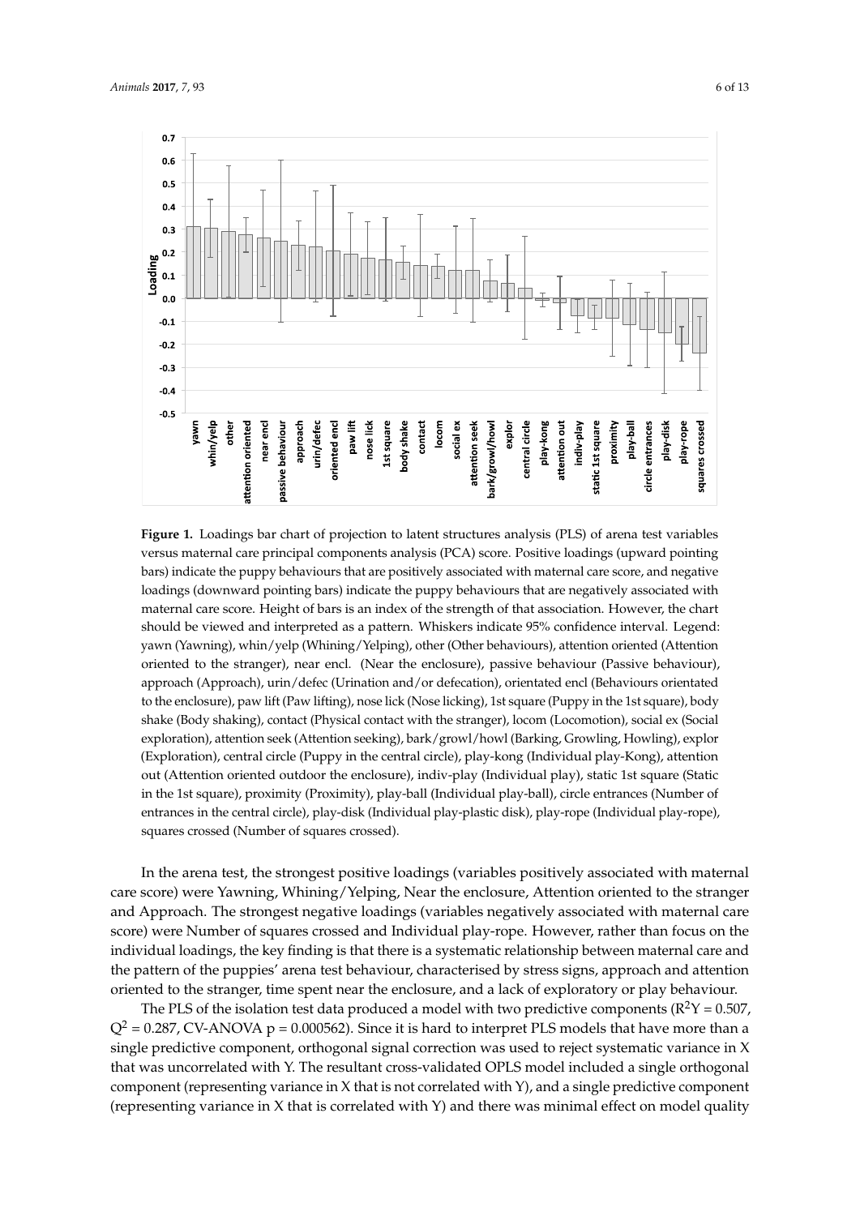**Figure 1.** Loadings bar chart of projection to latent structures analysis (PLS) of arena test variables versus maternal care principal components analysis (PCA) score. Positive loadings (upward pointing bars) indicate the puppy behaviours that are positively associated with maternal care score, and negative loadings (downward pointing bars) indicate the puppy behaviours that are negatively associated with maternal care score. Height of bars is an index of the strength of that association. However, the chart should be viewed and interpreted as a pattern. Whiskers indicate 95% confidence interval. Legend: yawn (Yawning), whin/yelp (Whining/Yelping), other (Other behaviours), attention oriented (Attention oriented to the stranger), near encl. (Near the enclosure), passive behaviour (Passive behaviour), approach (Approach), urin/defec (Urination and/or defecation), orientated encl (Behaviours orientated to the enclosure), paw lift (Paw lifting), nose lick (Nose licking), 1st square (Puppy in the 1st square), body shake (Body shaking), contact (Physical contact with the stranger), locom (Locomotion), social ex (Social exploration), attention seek (Attention seeking), bark/growl/howl (Barking, Growling, Howling), explor (Exploration), central circle (Puppy in the central circle), play-kong (Individual play-Kong), attention out (Attention oriented outdoor the enclosure), indiv-play (Individual play), static 1st square (Static in the 1st square), proximity (Proximity), play-ball (Individual play-ball), circle entrances (Number of entrances in the central circle), play-disk (Individual play-plastic disk), play-rope (Individual play-rope), squares crossed (Number of squares crossed).

In the arena test, the strongest positive loadings (variables positively associated with maternal care score) were Yawning, Whining/Yelping, Near the enclosure, Attention oriented to the stranger and Approach. The strongest negative loadings (variables negatively associated with maternal care score) were Number of squares crossed and Individual play-rope. However, rather than focus on the individual loadings, the key finding is that there is a systematic relationship between maternal care and the pattern of the puppies' arena test behaviour, characterised by stress signs, approach and attention oriented to the stranger, time spent near the enclosure, and a lack of exploratory or play behaviour.

The PLS of the isolation test data produced a model with two predictive components ($R^2Y = 0.507$, $Q^2 = 0.287$, CV-ANOVA $p = 0.000562$). Since it is hard to interpret PLS models that have more than a single predictive component, orthogonal signal correction was used to reject systematic variance in X that was uncorrelated with Y. The resultant cross-validated OPLS model included a single orthogonal component (representing variance in X that is not correlated with Y), and a single predictive component (representing variance in X that is correlated with Y) and there was minimal effect on model quality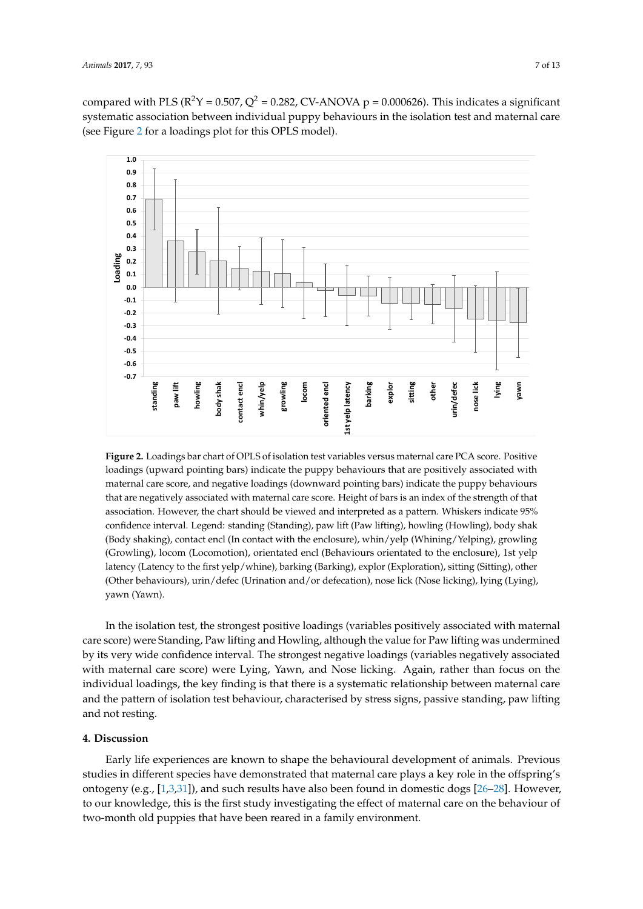compared with PLS ($R^2Y = 0.507$, $Q^2 = 0.282$, CV-ANOVA $p = 0.000626$). This indicates a significant systematic association between individual puppy behaviours in the isolation test and maternal care (see Figure 2 for a loadings plot for this OPLS model).

**Figure 2.** Loadings bar chart of OPLS of isolation test variables versus maternal care PCA score. Positive loadings (upward pointing bars) indicate the puppy behaviours that are positively associated with maternal care score, and negative loadings (downward pointing bars) indicate the puppy behaviours that are negatively associated with maternal care score. Height of bars is an index of the strength of that association. However, the chart should be viewed and interpreted as a pattern. Whiskers indicate 95% confidence interval. Legend: standing (Standing), paw lift (Paw lifting), howling (Howling), body shak (Body shaking), contact encl (In contact with the enclosure), whin/yelp (Whining/Yelping), growling (Growling), locom (Locomotion), orientated encl (Behaviours orientated to the enclosure), 1st yelp latency (Latency to the first yelp/whine), barking (Barking), explor (Exploration), sitting (Sitting), other (Other behaviours), urin/defec (Urination and/or defecation), nose lick (Nose licking), lying (Lying), yawn (Yawn).

In the isolation test, the strongest positive loadings (variables positively associated with maternal care score) were Standing, Paw lifting and Howling, although the value for Paw lifting was undermined by its very wide confidence interval. The strongest negative loadings (variables negatively associated with maternal care score) were Lying, Yawn, and Nose licking. Again, rather than focus on the individual loadings, the key finding is that there is a systematic relationship between maternal care and the pattern of isolation test behaviour, characterised by stress signs, passive standing, paw lifting and not resting.

## 4. Discussion

Early life experiences are known to shape the behavioural development of animals. Previous studies in different species have demonstrated that maternal care plays a key role in the offspring's ontogeny (e.g., [1,3,31]), and such results have also been found in domestic dogs [26–28]. However, to our knowledge, this is the first study investigating the effect of maternal care on the behaviour of two-month old puppies that have been reared in a family environment.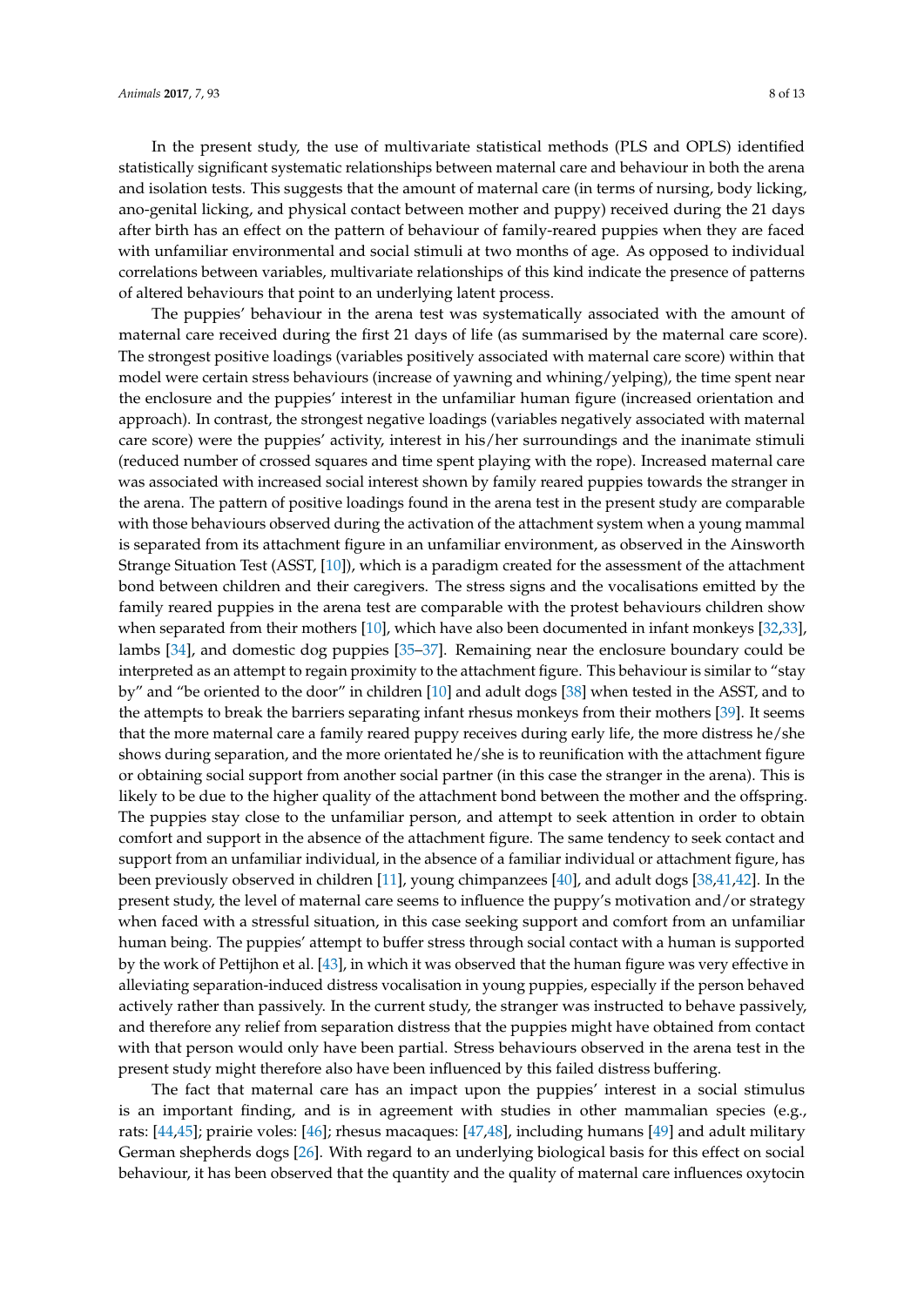In the present study, the use of multivariate statistical methods (PLS and OPLS) identified statistically significant systematic relationships between maternal care and behaviour in both the arena and isolation tests. This suggests that the amount of maternal care (in terms of nursing, body licking, ano-genital licking, and physical contact between mother and puppy) received during the 21 days after birth has an effect on the pattern of behaviour of family-reared puppies when they are faced with unfamiliar environmental and social stimuli at two months of age. As opposed to individual correlations between variables, multivariate relationships of this kind indicate the presence of patterns of altered behaviours that point to an underlying latent process.

The puppies' behaviour in the arena test was systematically associated with the amount of maternal care received during the first 21 days of life (as summarised by the maternal care score). The strongest positive loadings (variables positively associated with maternal care score) within that model were certain stress behaviours (increase of yawning and whining/yelping), the time spent near the enclosure and the puppies' interest in the unfamiliar human figure (increased orientation and approach). In contrast, the strongest negative loadings (variables negatively associated with maternal care score) were the puppies' activity, interest in his/her surroundings and the inanimate stimuli (reduced number of crossed squares and time spent playing with the rope). Increased maternal care was associated with increased social interest shown by family reared puppies towards the stranger in the arena. The pattern of positive loadings found in the arena test in the present study are comparable with those behaviours observed during the activation of the attachment system when a young mammal is separated from its attachment figure in an unfamiliar environment, as observed in the Ainsworth Strange Situation Test (ASST, [10]), which is a paradigm created for the assessment of the attachment bond between children and their caregivers. The stress signs and the vocalisations emitted by the family reared puppies in the arena test are comparable with the protest behaviours children show when separated from their mothers [10], which have also been documented in infant monkeys [32,33], lambs [34], and domestic dog puppies [35–37]. Remaining near the enclosure boundary could be interpreted as an attempt to regain proximity to the attachment figure. This behaviour is similar to "stay by" and "be oriented to the door" in children [10] and adult dogs [38] when tested in the ASST, and to the attempts to break the barriers separating infant rhesus monkeys from their mothers [39]. It seems that the more maternal care a family reared puppy receives during early life, the more distress he/she shows during separation, and the more orientated he/she is to reunification with the attachment figure or obtaining social support from another social partner (in this case the stranger in the arena). This is likely to be due to the higher quality of the attachment bond between the mother and the offspring. The puppies stay close to the unfamiliar person, and attempt to seek attention in order to obtain comfort and support in the absence of the attachment figure. The same tendency to seek contact and support from an unfamiliar individual, in the absence of a familiar individual or attachment figure, has been previously observed in children [11], young chimpanzees [40], and adult dogs [38,41,42]. In the present study, the level of maternal care seems to influence the puppy's motivation and/or strategy when faced with a stressful situation, in this case seeking support and comfort from an unfamiliar human being. The puppies' attempt to buffer stress through social contact with a human is supported by the work of Pettijhon et al. [43], in which it was observed that the human figure was very effective in alleviating separation-induced distress vocalisation in young puppies, especially if the person behaved actively rather than passively. In the current study, the stranger was instructed to behave passively, and therefore any relief from separation distress that the puppies might have obtained from contact with that person would only have been partial. Stress behaviours observed in the arena test in the present study might therefore also have been influenced by this failed distress buffering.

The fact that maternal care has an impact upon the puppies' interest in a social stimulus is an important finding, and is in agreement with studies in other mammalian species (e.g., rats: [44,45]; prairie voles: [46]; rhesus macaques: [47,48], including humans [49] and adult military German shepherds dogs [26]. With regard to an underlying biological basis for this effect on social behaviour, it has been observed that the quantity and the quality of maternal care influences oxytocin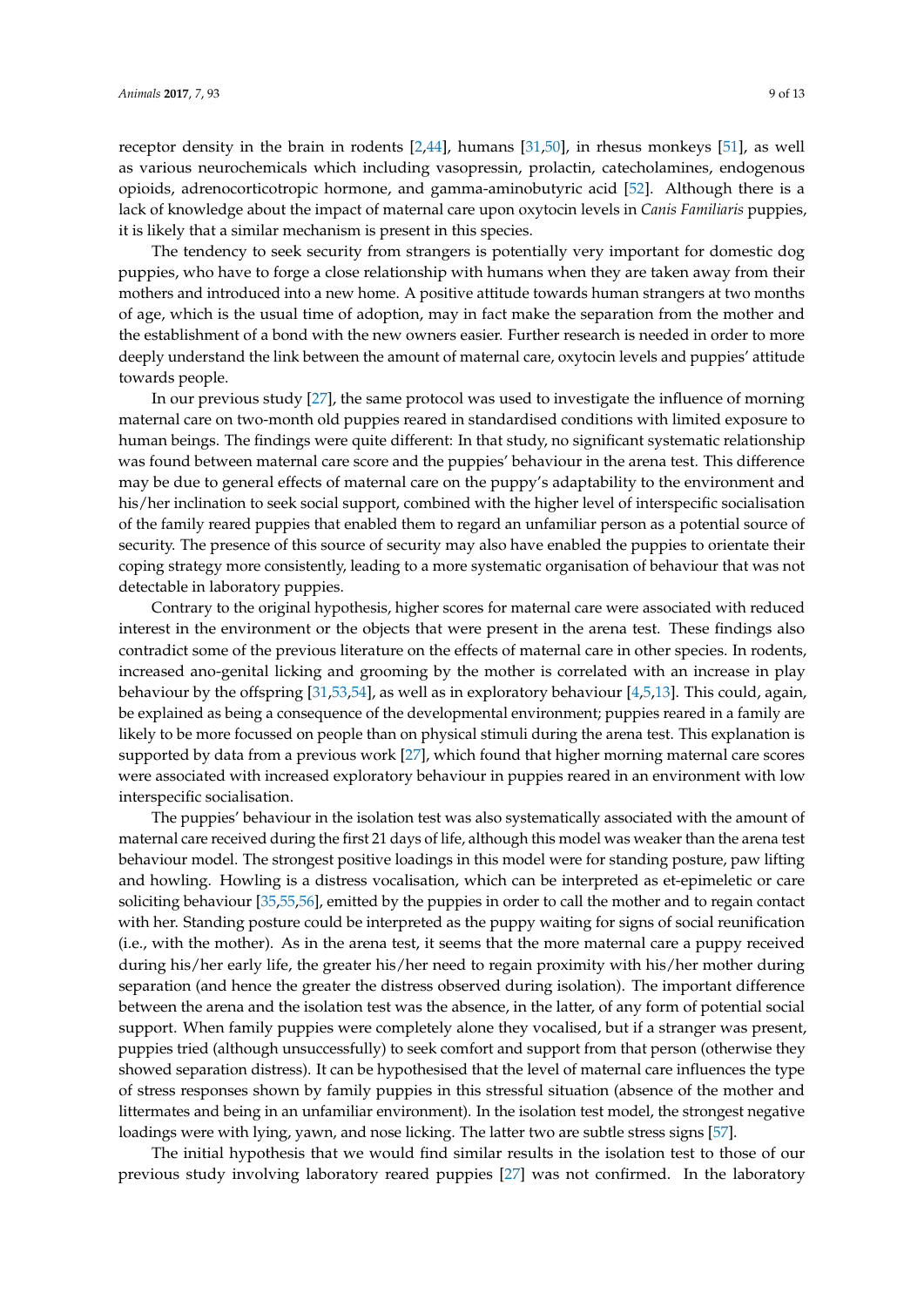receptor density in the brain in rodents [2,44], humans [31,50], in rhesus monkeys [51], as well as various neurochemicals which including vasopressin, prolactin, catecholamines, endogenous opioids, adrenocorticotropic hormone, and gamma-aminobutyric acid [52]. Although there is a lack of knowledge about the impact of maternal care upon oxytocin levels in *Canis Familiaris* puppies, it is likely that a similar mechanism is present in this species.

The tendency to seek security from strangers is potentially very important for domestic dog puppies, who have to forge a close relationship with humans when they are taken away from their mothers and introduced into a new home. A positive attitude towards human strangers at two months of age, which is the usual time of adoption, may in fact make the separation from the mother and the establishment of a bond with the new owners easier. Further research is needed in order to more deeply understand the link between the amount of maternal care, oxytocin levels and puppies' attitude towards people.

In our previous study [27], the same protocol was used to investigate the influence of morning maternal care on two-month old puppies reared in standardised conditions with limited exposure to human beings. The findings were quite different: In that study, no significant systematic relationship was found between maternal care score and the puppies' behaviour in the arena test. This difference may be due to general effects of maternal care on the puppy's adaptability to the environment and his/her inclination to seek social support, combined with the higher level of interspecific socialisation of the family reared puppies that enabled them to regard an unfamiliar person as a potential source of security. The presence of this source of security may also have enabled the puppies to orientate their coping strategy more consistently, leading to a more systematic organisation of behaviour that was not detectable in laboratory puppies.

Contrary to the original hypothesis, higher scores for maternal care were associated with reduced interest in the environment or the objects that were present in the arena test. These findings also contradict some of the previous literature on the effects of maternal care in other species. In rodents, increased ano-genital licking and grooming by the mother is correlated with an increase in play behaviour by the offspring [31,53,54], as well as in exploratory behaviour [4,5,13]. This could, again, be explained as being a consequence of the developmental environment; puppies reared in a family are likely to be more focussed on people than on physical stimuli during the arena test. This explanation is supported by data from a previous work [27], which found that higher morning maternal care scores were associated with increased exploratory behaviour in puppies reared in an environment with low interspecific socialisation.

The puppies' behaviour in the isolation test was also systematically associated with the amount of maternal care received during the first 21 days of life, although this model was weaker than the arena test behaviour model. The strongest positive loadings in this model were for standing posture, paw lifting and howling. Howling is a distress vocalisation, which can be interpreted as et-epimeletic or care soliciting behaviour [35,55,56], emitted by the puppies in order to call the mother and to regain contact with her. Standing posture could be interpreted as the puppy waiting for signs of social reunification (i.e., with the mother). As in the arena test, it seems that the more maternal care a puppy received during his/her early life, the greater his/her need to regain proximity with his/her mother during separation (and hence the greater the distress observed during isolation). The important difference between the arena and the isolation test was the absence, in the latter, of any form of potential social support. When family puppies were completely alone they vocalised, but if a stranger was present, puppies tried (although unsuccessfully) to seek comfort and support from that person (otherwise they showed separation distress). It can be hypothesised that the level of maternal care influences the type of stress responses shown by family puppies in this stressful situation (absence of the mother and littermates and being in an unfamiliar environment). In the isolation test model, the strongest negative loadings were with lying, yawn, and nose licking. The latter two are subtle stress signs [57].

The initial hypothesis that we would find similar results in the isolation test to those of our previous study involving laboratory reared puppies [27] was not confirmed. In the laboratory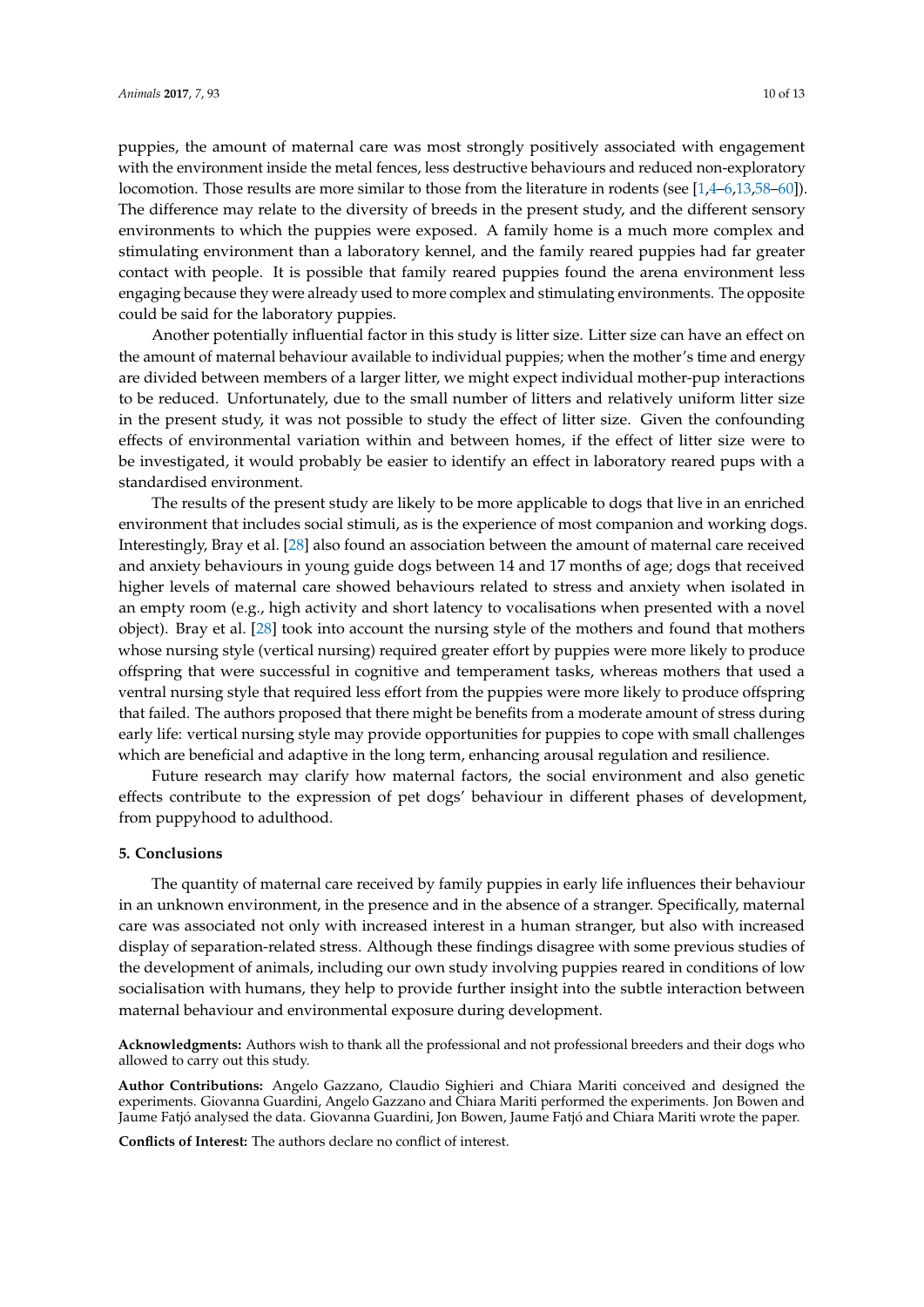puppies, the amount of maternal care was most strongly positively associated with engagement with the environment inside the metal fences, less destructive behaviours and reduced non-exploratory locomotion. Those results are more similar to those from the literature in rodents (see [1,4–6,13,58–60]). The difference may relate to the diversity of breeds in the present study, and the different sensory environments to which the puppies were exposed. A family home is a much more complex and stimulating environment than a laboratory kennel, and the family reared puppies had far greater contact with people. It is possible that family reared puppies found the arena environment less engaging because they were already used to more complex and stimulating environments. The opposite could be said for the laboratory puppies.

Another potentially influential factor in this study is litter size. Litter size can have an effect on the amount of maternal behaviour available to individual puppies; when the mother's time and energy are divided between members of a larger litter, we might expect individual mother-pup interactions to be reduced. Unfortunately, due to the small number of litters and relatively uniform litter size in the present study, it was not possible to study the effect of litter size. Given the confounding effects of environmental variation within and between homes, if the effect of litter size were to be investigated, it would probably be easier to identify an effect in laboratory reared pups with a standardised environment.

The results of the present study are likely to be more applicable to dogs that live in an enriched environment that includes social stimuli, as is the experience of most companion and working dogs. Interestingly, Bray et al. [28] also found an association between the amount of maternal care received and anxiety behaviours in young guide dogs between 14 and 17 months of age; dogs that received higher levels of maternal care showed behaviours related to stress and anxiety when isolated in an empty room (e.g., high activity and short latency to vocalisations when presented with a novel object). Bray et al. [28] took into account the nursing style of the mothers and found that mothers whose nursing style (vertical nursing) required greater effort by puppies were more likely to produce offspring that were successful in cognitive and temperament tasks, whereas mothers that used a ventral nursing style that required less effort from the puppies were more likely to produce offspring that failed. The authors proposed that there might be benefits from a moderate amount of stress during early life: vertical nursing style may provide opportunities for puppies to cope with small challenges which are beneficial and adaptive in the long term, enhancing arousal regulation and resilience.

Future research may clarify how maternal factors, the social environment and also genetic effects contribute to the expression of pet dogs' behaviour in different phases of development, from puppyhood to adulthood.

## 5. Conclusions

The quantity of maternal care received by family puppies in early life influences their behaviour in an unknown environment, in the presence and in the absence of a stranger. Specifically, maternal care was associated not only with increased interest in a human stranger, but also with increased display of separation-related stress. Although these findings disagree with some previous studies of the development of animals, including our own study involving puppies reared in conditions of low socialisation with humans, they help to provide further insight into the subtle interaction between maternal behaviour and environmental exposure during development.

**Acknowledgments:** Authors wish to thank all the professional and not professional breeders and their dogs who allowed to carry out this study.

**Author Contributions:** Angelo Gazzano, Claudio Sighieri and Chiara Mariti conceived and designed the experiments. Giovanna Guardini, Angelo Gazzano and Chiara Mariti performed the experiments. Jon Bowen and Jaume Fatjó analysed the data. Giovanna Guardini, Jon Bowen, Jaume Fatjó and Chiara Mariti wrote the paper.

**Conflicts of Interest:** The authors declare no conflict of interest.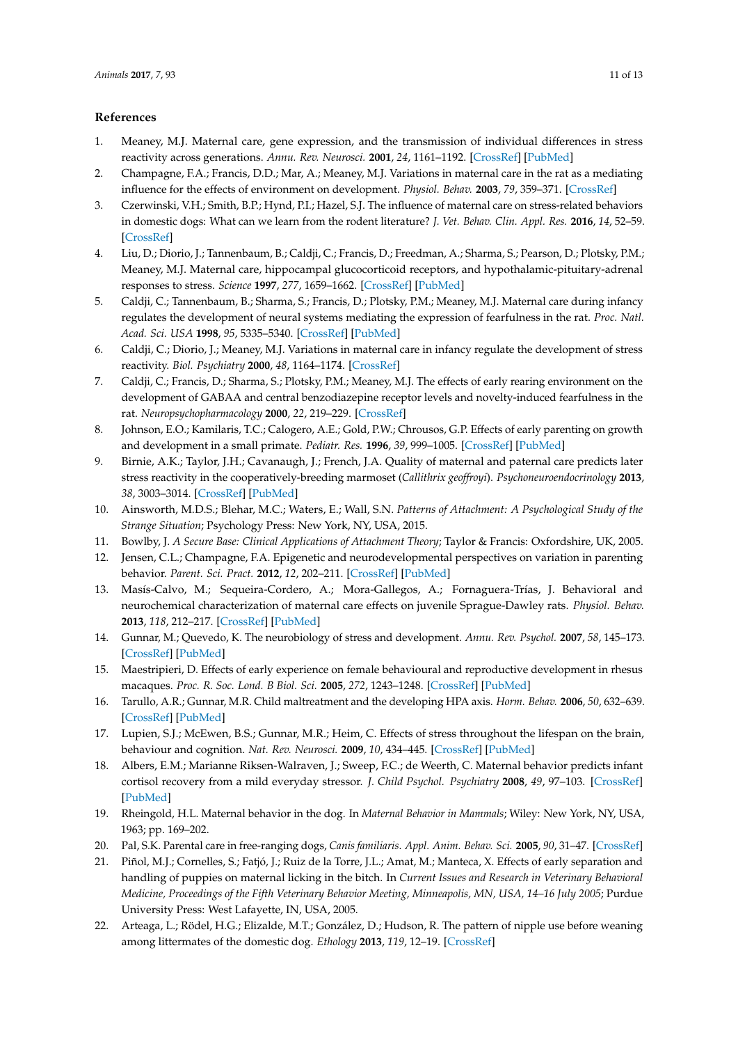## References

1. Meaney, M.J. Maternal care, gene expression, and the transmission of individual differences in stress reactivity across generations. *Annu. Rev. Neurosci.* **2001**, *24*, 1161–1192. [CrossRef] [PubMed]
2. Champagne, F.A.; Francis, D.D.; Mar, A.; Meaney, M.J. Variations in maternal care in the rat as a mediating influence for the effects of environment on development. *Physiol. Behav.* **2003**, *79*, 359–371. [CrossRef]
3. Czerwinski, V.H.; Smith, B.P.; Hynd, P.I.; Hazel, S.J. The influence of maternal care on stress-related behaviors in domestic dogs: What can we learn from the rodent literature? *J. Vet. Behav. Clin. Appl. Res.* **2016**, *14*, 52–59. [CrossRef]
4. Liu, D.; Diorio, J.; Tannenbaum, B.; Caldji, C.; Francis, D.; Freedman, A.; Sharma, S.; Pearson, D.; Plotsky, P.M.; Meaney, M.J. Maternal care, hippocampal glucocorticoid receptors, and hypothalamic-pituitary-adrenal responses to stress. *Science* **1997**, *277*, 1659–1662. [CrossRef] [PubMed]
5. Caldji, C.; Tannenbaum, B.; Sharma, S.; Francis, D.; Plotsky, P.M.; Meaney, M.J. Maternal care during infancy regulates the development of neural systems mediating the expression of fearfulness in the rat. *Proc. Natl. Acad. Sci. USA* **1998**, *95*, 5335–5340. [CrossRef] [PubMed]
6. Caldji, C.; Diorio, J.; Meaney, M.J. Variations in maternal care in infancy regulate the development of stress reactivity. *Biol. Psychiatry* **2000**, *48*, 1164–1174. [CrossRef]
7. Caldji, C.; Francis, D.; Sharma, S.; Plotsky, P.M.; Meaney, M.J. The effects of early rearing environment on the development of GABAA and central benzodiazepine receptor levels and novelty-induced fearfulness in the rat. *Neuropsychopharmacology* **2000**, *22*, 219–229. [CrossRef]
8. Johnson, E.O.; Kamilaris, T.C.; Calogero, A.E.; Gold, P.W.; Chrousos, G.P. Effects of early parenting on growth and development in a small primate. *Pediatr. Res.* **1996**, *39*, 999–1005. [CrossRef] [PubMed]
9. Birnie, A.K.; Taylor, J.H.; Cavanaugh, J.; French, J.A. Quality of maternal and paternal care predicts later stress reactivity in the cooperatively-breeding marmoset (*Callithrix geoffroyi*). *Psychoneuroendocrinology* **2013**, *38*, 3003–3014. [CrossRef] [PubMed]
10. Ainsworth, M.D.S.; Blehar, M.C.; Waters, E.; Wall, S.N. *Patterns of Attachment: A Psychological Study of the Strange Situation*; Psychology Press: New York, NY, USA, 2015.
11. Bowlby, J. *A Secure Base: Clinical Applications of Attachment Theory*; Taylor & Francis: Oxfordshire, UK, 2005.
12. Jensen, C.L.; Champagne, F.A. Epigenetic and neurodevelopmental perspectives on variation in parenting behavior. *Parent. Sci. Pract.* **2012**, *12*, 202–211. [CrossRef] [PubMed]
13. Masís-Calvo, M.; Sequeira-Cordero, A.; Mora-Gallegos, A.; Fornaguera-Trías, J. Behavioral and neurochemical characterization of maternal care effects on juvenile Sprague-Dawley rats. *Physiol. Behav.* **2013**, *118*, 212–217. [CrossRef] [PubMed]
14. Gunnar, M.; Quevedo, K. The neurobiology of stress and development. *Annu. Rev. Psychol.* **2007**, *58*, 145–173. [CrossRef] [PubMed]
15. Maestripieri, D. Effects of early experience on female behavioural and reproductive development in rhesus macaques. *Proc. R. Soc. Lond. B Biol. Sci.* **2005**, *272*, 1243–1248. [CrossRef] [PubMed]
16. Tarullo, A.R.; Gunnar, M.R. Child maltreatment and the developing HPA axis. *Horm. Behav.* **2006**, *50*, 632–639. [CrossRef] [PubMed]
17. Lupien, S.J.; McEwen, B.S.; Gunnar, M.R.; Heim, C. Effects of stress throughout the lifespan on the brain, behaviour and cognition. *Nat. Rev. Neurosci.* **2009**, *10*, 434–445. [CrossRef] [PubMed]
18. Albers, E.M.; Marianne Riksen-Walraven, J.; Sweep, F.C.; de Weerth, C. Maternal behavior predicts infant cortisol recovery from a mild everyday stressor. *J. Child Psychol. Psychiatry* **2008**, *49*, 97–103. [CrossRef] [PubMed]
19. Rheingold, H.L. Maternal behavior in the dog. In *Maternal Behavior in Mammals*; Wiley: New York, NY, USA, 1963; pp. 169–202.
20. Pal, S.K. Parental care in free-ranging dogs, *Canis familiaris*. *Appl. Anim. Behav. Sci.* **2005**, *90*, 31–47. [CrossRef]
21. Piñol, M.J.; Cornelles, S.; Fatjó, J.; Ruiz de la Torre, J.L.; Amat, M.; Manteca, X. Effects of early separation and handling of puppies on maternal licking in the bitch. In *Current Issues and Research in Veterinary Behavioral Medicine, Proceedings of the Fifth Veterinary Behavior Meeting, Minneapolis, MN, USA, 14–16 July 2005*; Purdue University Press: West Lafayette, IN, USA, 2005.
22. Arteaga, L.; Rödel, H.G.; Elizalde, M.T.; González, D.; Hudson, R. The pattern of nipple use before weaning among littermates of the domestic dog. *Ethology* **2013**, *119*, 12–19. [CrossRef]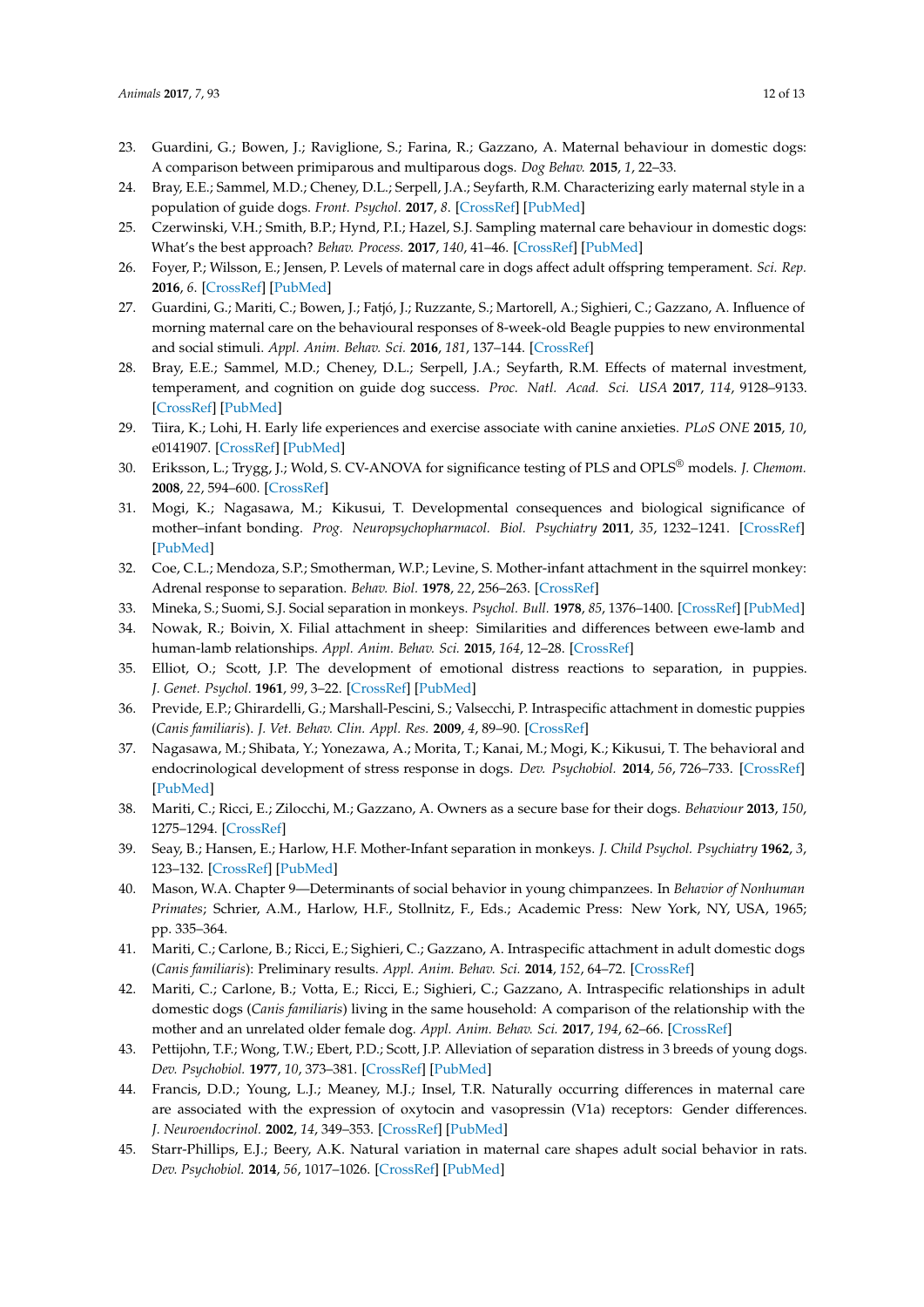23. Guardini, G.; Bowen, J.; Raviglione, S.; Farina, R.; Gazzano, A. Maternal behaviour in domestic dogs: A comparison between primiparous and multiparous dogs. *Dog Behav.* **2015**, *1*, 22–33.
24. Bray, E.E.; Sammel, M.D.; Cheney, D.L.; Serpell, J.A.; Seyfarth, R.M. Characterizing early maternal style in a population of guide dogs. *Front. Psychol.* **2017**, *8*. [CrossRef] [PubMed]
25. Czerwinski, V.H.; Smith, B.P.; Hynd, P.I.; Hazel, S.J. Sampling maternal care behaviour in domestic dogs: What's the best approach? *Behav. Process.* **2017**, *140*, 41–46. [CrossRef] [PubMed]
26. Foyer, P.; Wilsson, E.; Jensen, P. Levels of maternal care in dogs affect adult offspring temperament. *Sci. Rep.* **2016**, *6*. [CrossRef] [PubMed]
27. Guardini, G.; Mariti, C.; Bowen, J.; Fatjó, J.; Ruzzante, S.; Martorell, A.; Sighieri, C.; Gazzano, A. Influence of morning maternal care on the behavioural responses of 8-week-old Beagle puppies to new environmental and social stimuli. *Appl. Anim. Behav. Sci.* **2016**, *181*, 137–144. [CrossRef]
28. Bray, E.E.; Sammel, M.D.; Cheney, D.L.; Serpell, J.A.; Seyfarth, R.M. Effects of maternal investment, temperament, and cognition on guide dog success. *Proc. Natl. Acad. Sci. USA* **2017**, *114*, 9128–9133. [CrossRef] [PubMed]
29. Tiira, K.; Lohi, H. Early life experiences and exercise associate with canine anxieties. *PLoS ONE* **2015**, *10*, e0141907. [CrossRef] [PubMed]
30. Eriksson, L.; Trygg, J.; Wold, S. CV-ANOVA for significance testing of PLS and OPLS® models. *J. Chemom.* **2008**, *22*, 594–600. [CrossRef]
31. Mogi, K.; Nagasawa, M.; Kikusui, T. Developmental consequences and biological significance of mother–infant bonding. *Prog. Neuropsychopharmacol. Biol. Psychiatry* **2011**, *35*, 1232–1241. [CrossRef] [PubMed]
32. Coe, C.L.; Mendoza, S.P.; Smotherman, W.P.; Levine, S. Mother-infant attachment in the squirrel monkey: Adrenal response to separation. *Behav. Biol.* **1978**, *22*, 256–263. [CrossRef]
33. Mineka, S.; Suomi, S.J. Social separation in monkeys. *Psychol. Bull.* **1978**, *85*, 1376–1400. [CrossRef] [PubMed]
34. Nowak, R.; Boivin, X. Filial attachment in sheep: Similarities and differences between ewe-lamb and human-lamb relationships. *Appl. Anim. Behav. Sci.* **2015**, *164*, 12–28. [CrossRef]
35. Elliot, O.; Scott, J.P. The development of emotional distress reactions to separation, in puppies. *J. Genet. Psychol.* **1961**, *99*, 3–22. [CrossRef] [PubMed]
36. Previde, E.P.; Ghirardelli, G.; Marshall-Pescini, S.; Valsecchi, P. Intraspecific attachment in domestic puppies (*Canis familiaris*). *J. Vet. Behav. Clin. Appl. Res.* **2009**, *4*, 89–90. [CrossRef]
37. Nagasawa, M.; Shibata, Y.; Yonezawa, A.; Morita, T.; Kanai, M.; Mogi, K.; Kikusui, T. The behavioral and endocrinological development of stress response in dogs. *Dev. Psychobiol.* **2014**, *56*, 726–733. [CrossRef] [PubMed]
38. Mariti, C.; Ricci, E.; Zilocchi, M.; Gazzano, A. Owners as a secure base for their dogs. *Behaviour* **2013**, *150*, 1275–1294. [CrossRef]
39. Seay, B.; Hansen, E.; Harlow, H.F. Mother-Infant separation in monkeys. *J. Child Psychol. Psychiatry* **1962**, *3*, 123–132. [CrossRef] [PubMed]
40. Mason, W.A. Chapter 9—Determinants of social behavior in young chimpanzees. In *Behavior of Nonhuman Primates*; Schrier, A.M., Harlow, H.F., Stollnitz, F., Eds.; Academic Press: New York, NY, USA, 1965; pp. 335–364.
41. Mariti, C.; Carlone, B.; Ricci, E.; Sighieri, C.; Gazzano, A. Intraspecific attachment in adult domestic dogs (*Canis familiaris*): Preliminary results. *Appl. Anim. Behav. Sci.* **2014**, *152*, 64–72. [CrossRef]
42. Mariti, C.; Carlone, B.; Votta, E.; Ricci, E.; Sighieri, C.; Gazzano, A. Intraspecific relationships in adult domestic dogs (*Canis familiaris*) living in the same household: A comparison of the relationship with the mother and an unrelated older female dog. *Appl. Anim. Behav. Sci.* **2017**, *194*, 62–66. [CrossRef]
43. Pettijohn, T.F.; Wong, T.W.; Ebert, P.D.; Scott, J.P. Alleviation of separation distress in 3 breeds of young dogs. *Dev. Psychobiol.* **1977**, *10*, 373–381. [CrossRef] [PubMed]
44. Francis, D.D.; Young, L.J.; Meaney, M.J.; Insel, T.R. Naturally occurring differences in maternal care are associated with the expression of oxytocin and vasopressin (V1a) receptors: Gender differences. *J. Neuroendocrinol.* **2002**, *14*, 349–353. [CrossRef] [PubMed]
45. Starr-Phillips, E.J.; Beery, A.K. Natural variation in maternal care shapes adult social behavior in rats. *Dev. Psychobiol.* **2014**, *56*, 1017–1026. [CrossRef] [PubMed]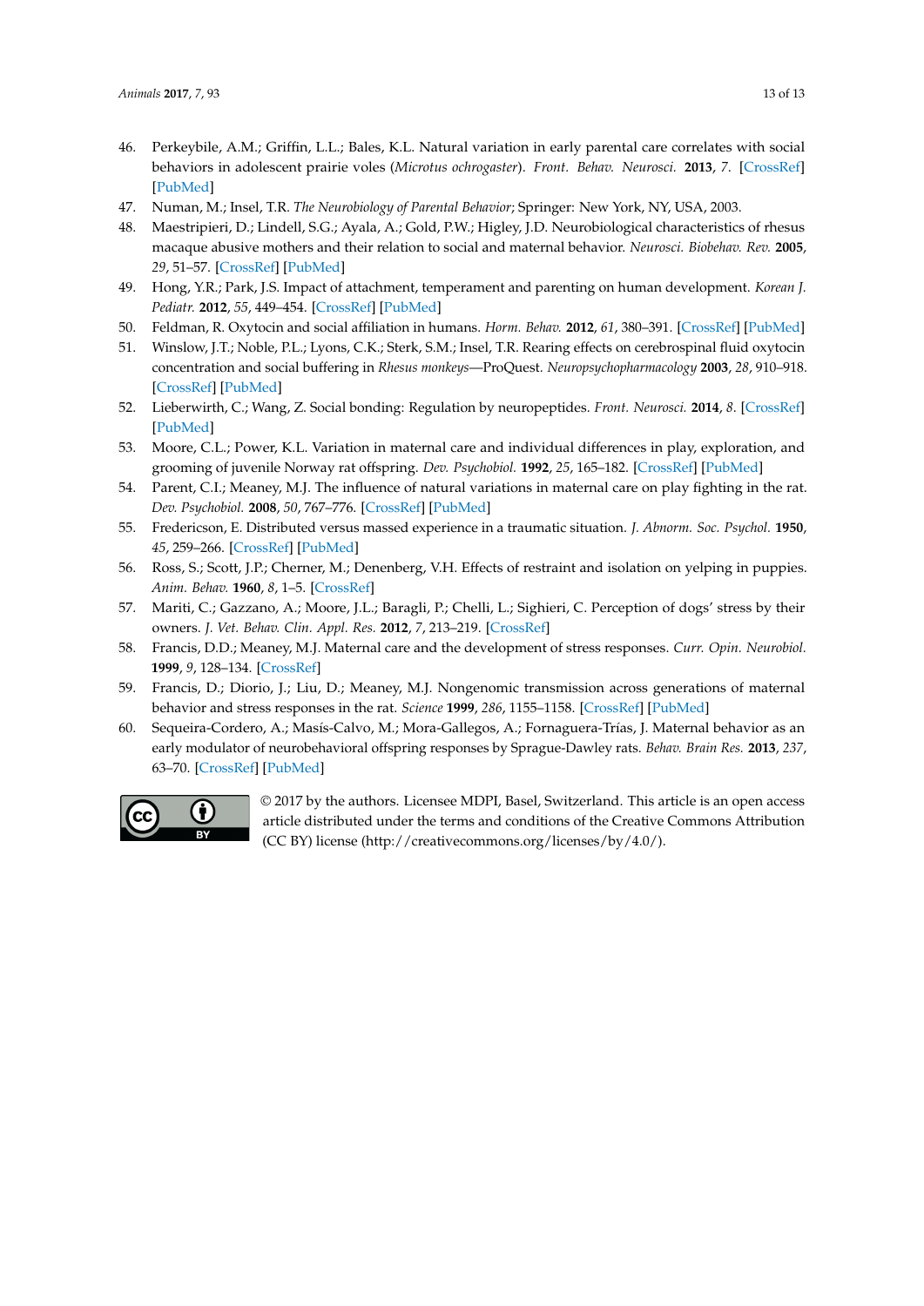46. Perkeybile, A.M.; Griffin, L.L.; Bales, K.L. Natural variation in early parental care correlates with social behaviors in adolescent prairie voles (*Microtus ochrogaster*). *Front. Behav. Neurosci.* **2013**, *7*. [CrossRef] [PubMed]
47. Numan, M.; Insel, T.R. *The Neurobiology of Parental Behavior*; Springer: New York, NY, USA, 2003.
48. Maestripieri, D.; Lindell, S.G.; Ayala, A.; Gold, P.W.; Higley, J.D. Neurobiological characteristics of rhesus macaque abusive mothers and their relation to social and maternal behavior. *Neurosci. Biobehav. Rev.* **2005**, *29*, 51–57. [CrossRef] [PubMed]
49. Hong, Y.R.; Park, J.S. Impact of attachment, temperament and parenting on human development. *Korean J. Pediatr.* **2012**, *55*, 449–454. [CrossRef] [PubMed]
50. Feldman, R. Oxytocin and social affiliation in humans. *Horm. Behav.* **2012**, *61*, 380–391. [CrossRef] [PubMed]
51. Winslow, J.T.; Noble, P.L.; Lyons, C.K.; Sterk, S.M.; Insel, T.R. Rearing effects on cerebrospinal fluid oxytocin concentration and social buffering in *Rhesus monkeys*—ProQuest. *Neuropsychopharmacology* **2003**, *28*, 910–918. [CrossRef] [PubMed]
52. Lieberwirth, C.; Wang, Z. Social bonding: Regulation by neuropeptides. *Front. Neurosci.* **2014**, *8*. [CrossRef] [PubMed]
53. Moore, C.L.; Power, K.L. Variation in maternal care and individual differences in play, exploration, and grooming of juvenile Norway rat offspring. *Dev. Psychobiol.* **1992**, *25*, 165–182. [CrossRef] [PubMed]
54. Parent, C.I.; Meaney, M.J. The influence of natural variations in maternal care on play fighting in the rat. *Dev. Psychobiol.* **2008**, *50*, 767–776. [CrossRef] [PubMed]
55. Fredericson, E. Distributed versus massed experience in a traumatic situation. *J. Abnorm. Soc. Psychol.* **1950**, *45*, 259–266. [CrossRef] [PubMed]
56. Ross, S.; Scott, J.P.; Cherner, M.; Denenberg, V.H. Effects of restraint and isolation on yelping in puppies. *Anim. Behav.* **1960**, *8*, 1–5. [CrossRef]
57. Mariti, C.; Gazzano, A.; Moore, J.L.; Baragli, P.; Chelli, L.; Sighieri, C. Perception of dogs' stress by their owners. *J. Vet. Behav. Clin. Appl. Res.* **2012**, *7*, 213–219. [CrossRef]
58. Francis, D.D.; Meaney, M.J. Maternal care and the development of stress responses. *Curr. Opin. Neurobiol.* **1999**, *9*, 128–134. [CrossRef]
59. Francis, D.; Diorio, J.; Liu, D.; Meaney, M.J. Nongenomic transmission across generations of maternal behavior and stress responses in the rat. *Science* **1999**, *286*, 1155–1158. [CrossRef] [PubMed]
60. Sequeira-Cordero, A.; Masís-Calvo, M.; Mora-Gallegos, A.; Fornaguera-Trías, J. Maternal behavior as an early modulator of neurobehavioral offspring responses by Sprague-Dawley rats. *Behav. Brain Res.* **2013**, *237*, 63–70. [CrossRef] [PubMed]

© 2017 by the authors. Licensee MDPI, Basel, Switzerland. This article is an open access article distributed under the terms and conditions of the Creative Commons Attribution (CC BY) license (http://creativecommons.org/licenses/by/4.0/).